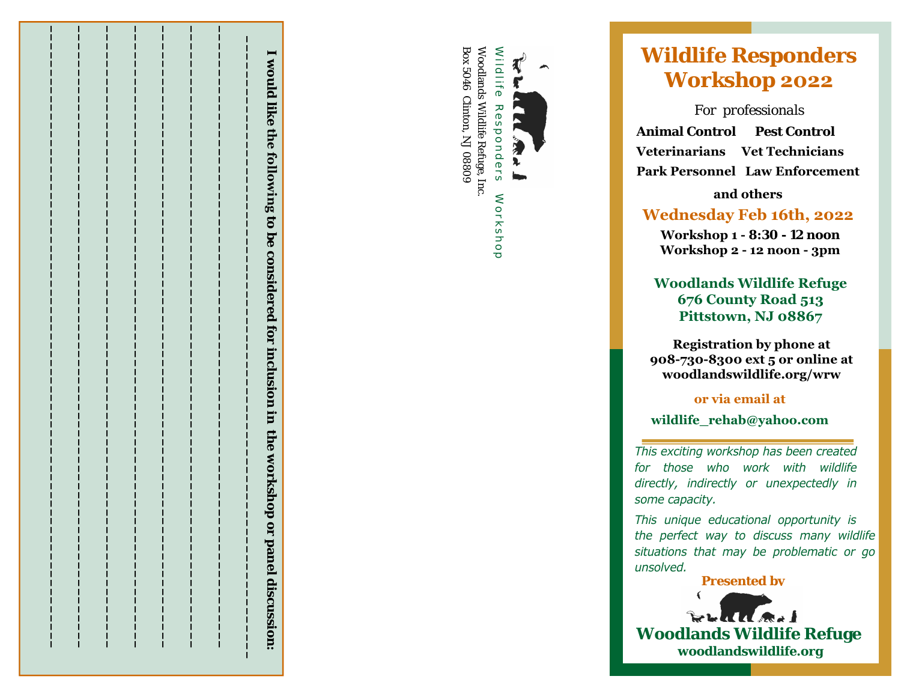I would like the following to be considered for inclusion in the workshop or panel discussion:

_______________________________________________

_______________________________________________

_______________________________________________

_______________________________________________

_______________________________________________

_______________________________________________

_______________________________________________

_______________________________________________

Wildlife Responders Workshop

Woodlands Wildlife Refuge, Inc.
Box 5046 Clinton, NJ 08809

# Wildlife Responders Workshop 2022

For professionals

**Animal Control** **Pest Control**
**Veterinarians** **Vet Technicians**
**Park Personnel** **Law Enforcement**

**and others**

## Wednesday Feb 16th, 2022

**Workshop 1 - 8:30 - 12 noon**
**Workshop 2 - 12 noon - 3pm**

**Woodlands Wildlife Refuge**
**676 County Road 513**
**Pittstown, NJ 08867**

**Registration by phone at 908-730-8300 ext 5 or online at woodlandswildlife.org/wrw**

**or via email at**

**wildlife_rehab@yahoo.com**

*This exciting workshop has been created for those who work with wildlife directly, indirectly or unexpectedly in some capacity.*

*This unique educational opportunity is the perfect way to discuss many wildlife situations that may be problematic or go unsolved.*

**Presented by**

**Woodlands Wildlife Refuge**
**woodlandswildlife.org**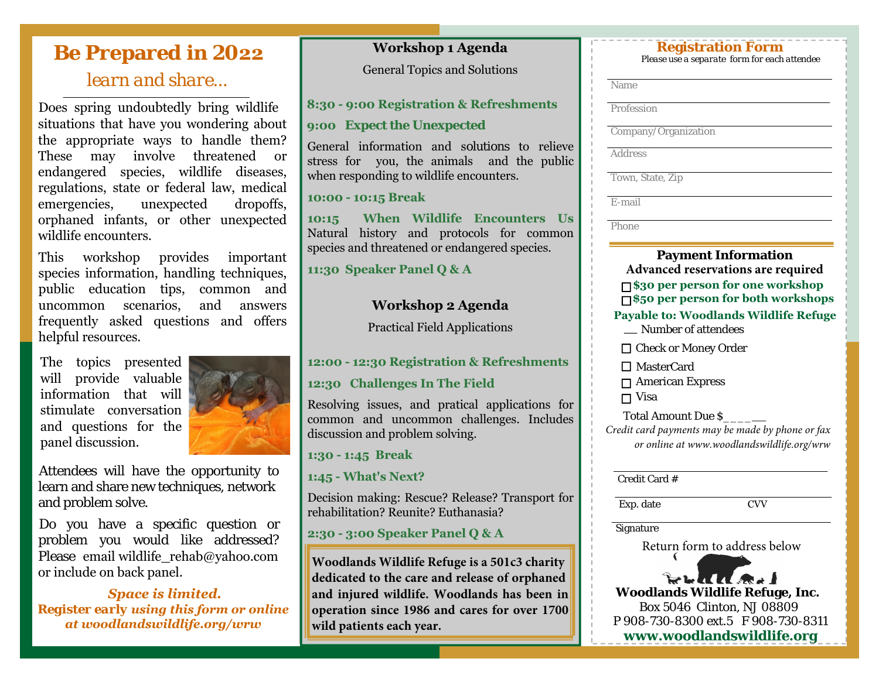# Be Prepared in 2022

## learn and share...

Does spring undoubtedly bring wildlife situations that have you wondering about the appropriate ways to handle them? These may involve threatened or endangered species, wildlife diseases, regulations, state or federal law, medical emergencies, unexpected dropoffs, orphaned infants, or other unexpected wildlife encounters.

This workshop provides important species information, handling techniques, public education tips, common and uncommon scenarios, and answers frequently asked questions and offers helpful resources.

The topics presented will provide valuable information that will stimulate conversation and questions for the panel discussion.

Attendees will have the opportunity to learn and share new techniques, network and problem solve.

Do you have a specific question or problem you would like addressed? Please email wildlife_rehab@yahoo.com or include on back panel.

***Space is limited.***
**Register early *using this form or online at woodlandswildlife.org/wrw***

## Workshop 1 Agenda

General Topics and Solutions

**8:30 - 9:00 Registration & Refreshments**

**9:00 Expect the Unexpected**

General information and solutions to relieve stress for you, the animals and the public when responding to wildlife encounters.

**10:00 - 10:15 Break**

**10:15 When Wildlife Encounters Us**
Natural history and protocols for common species and threatened or endangered species.

**11:30 Speaker Panel Q & A**

## Workshop 2 Agenda

Practical Field Applications

**12:00 - 12:30 Registration & Refreshments**

**12:30 Challenges In The Field**

Resolving issues, and pratical applications for common and uncommon challenges. Includes discussion and problem solving.

**1:30 - 1:45 Break**

**1:45 - What's Next?**

Decision making: Rescue? Release? Transport for rehabilitation? Reunite? Euthanasia?

**2:30 - 3:00 Speaker Panel Q & A**

**Woodlands Wildlife Refuge is a 501c3 charity dedicated to the care and release of orphaned and injured wildlife. Woodlands has been in operation since 1986 and cares for over 1700 wild patients each year.**

## Registration Form

*Please use a separate form for each attendee*

Name

Profession

Company/Organization

Address

Town, State, Zip

E-mail

Phone

### Payment Information

**Advanced reservations are required**

☐ **$30 per person for one workshop**
☐ **$50 per person for both workshops**

**Payable to: Woodlands Wildlife Refuge**

__ Number of attendees

☐ Check or Money Order

☐ MasterCard

☐ American Express

☐ Visa

Total Amount Due $____

*Credit card payments may be made by phone or fax or online at www.woodlandswildlife.org/wrw*

Credit Card #

Exp. date CVV

Signature

Return form to address below

**Woodlands Wildlife Refuge, Inc.**
Box 5046 Clinton, NJ 08809
P 908-730-8300 ext.5 F 908-730-8311
**www.woodlandswildlife.org**